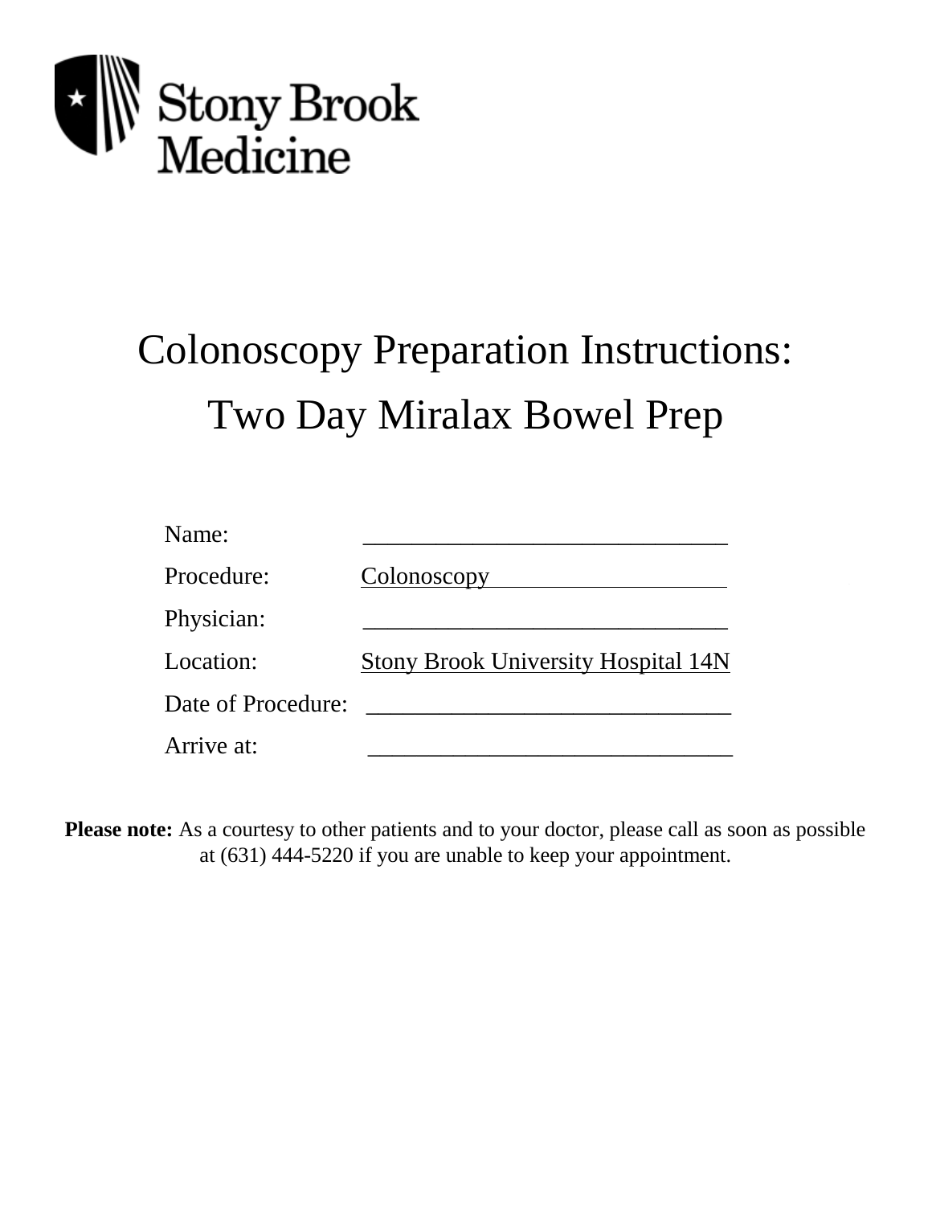Stony Brook Medicine

# Colonoscopy Preparation Instructions: Two Day Miralax Bowel Prep

Name: ______________________________

Procedure: Colonoscopy

Physician: ______________________________

Location: Stony Brook University Hospital 14N

Date of Procedure: ______________________________

Arrive at: ______________________________

**Please note:** As a courtesy to other patients and to your doctor, please call as soon as possible at (631) 444-5220 if you are unable to keep your appointment.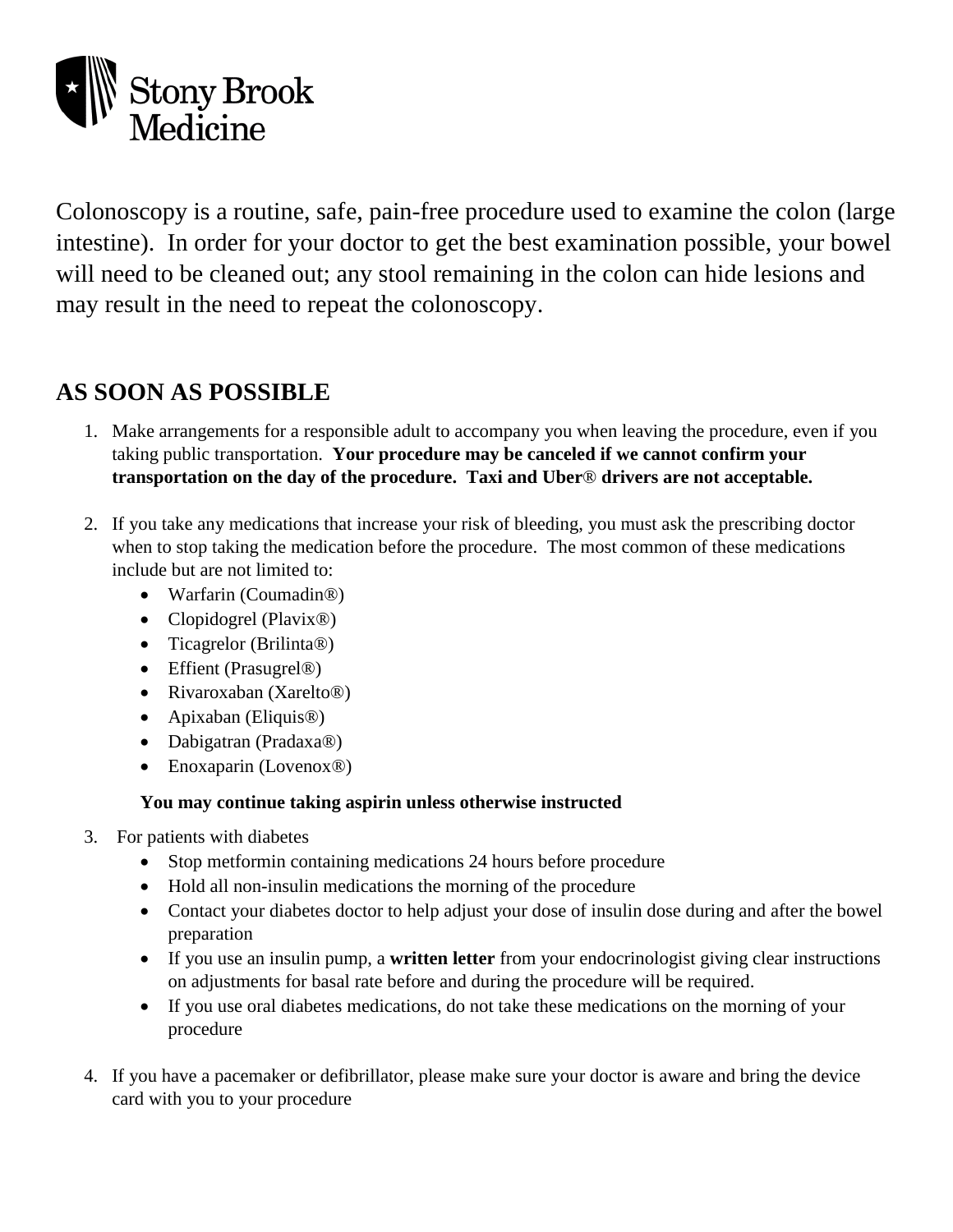Stony Brook Medicine

Colonoscopy is a routine, safe, pain-free procedure used to examine the colon (large intestine). In order for your doctor to get the best examination possible, your bowel will need to be cleaned out; any stool remaining in the colon can hide lesions and may result in the need to repeat the colonoscopy.

## AS SOON AS POSSIBLE

1. Make arrangements for a responsible adult to accompany you when leaving the procedure, even if you taking public transportation. **Your procedure may be canceled if we cannot confirm your transportation on the day of the procedure. Taxi and Uber® drivers are not acceptable.**

2. If you take any medications that increase your risk of bleeding, you must ask the prescribing doctor when to stop taking the medication before the procedure. The most common of these medications include but are not limited to:
   - Warfarin (Coumadin®)
   - Clopidogrel (Plavix®)
   - Ticagrelor (Brilinta®)
   - Effient (Prasugrel®)
   - Rivaroxaban (Xarelto®)
   - Apixaban (Eliquis®)
   - Dabigatran (Pradaxa®)
   - Enoxaparin (Lovenox®)

   **You may continue taking aspirin unless otherwise instructed**

3. For patients with diabetes
   - Stop metformin containing medications 24 hours before procedure
   - Hold all non-insulin medications the morning of the procedure
   - Contact your diabetes doctor to help adjust your dose of insulin dose during and after the bowel preparation
   - If you use an insulin pump, a **written letter** from your endocrinologist giving clear instructions on adjustments for basal rate before and during the procedure will be required.
   - If you use oral diabetes medications, do not take these medications on the morning of your procedure

4. If you have a pacemaker or defibrillator, please make sure your doctor is aware and bring the device card with you to your procedure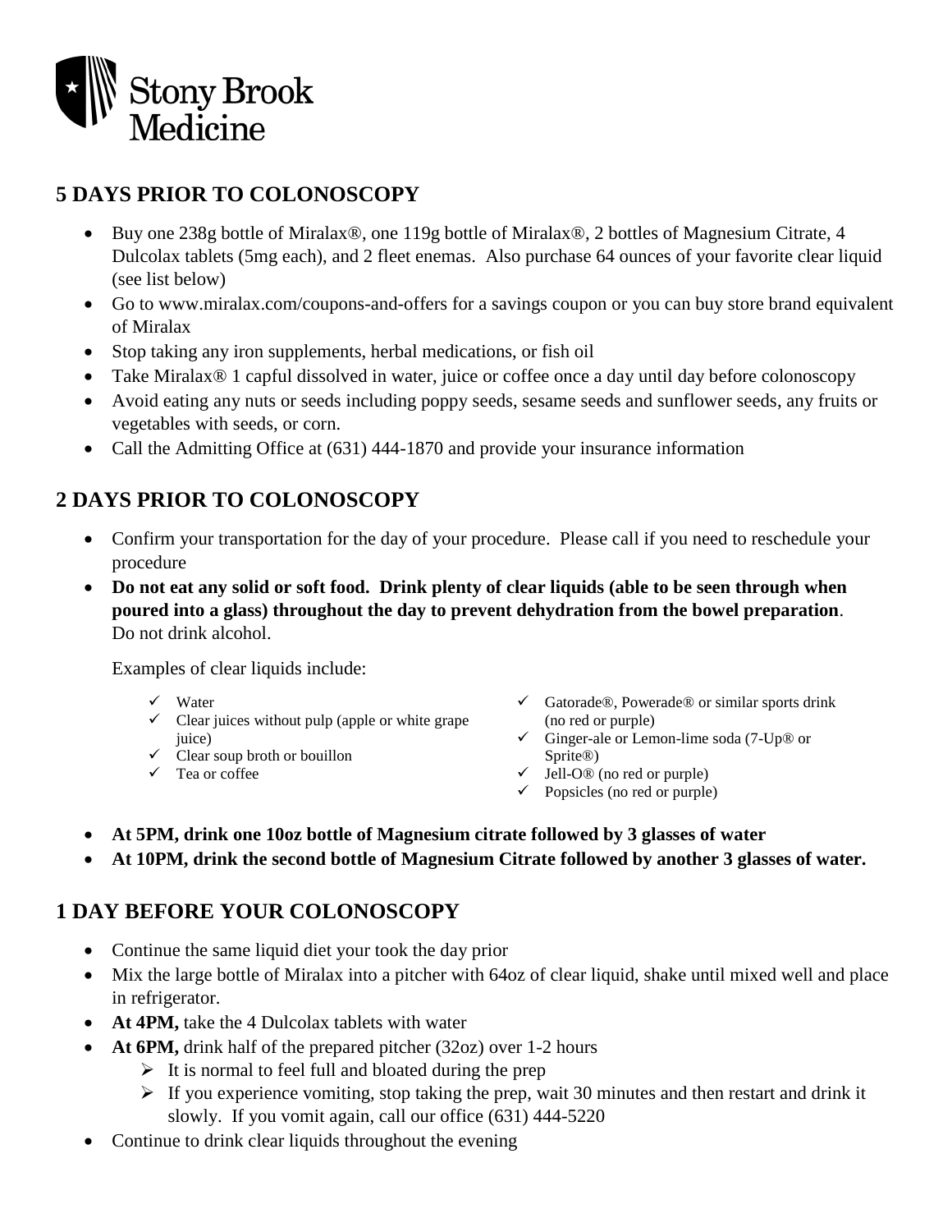Stony Brook Medicine

## 5 DAYS PRIOR TO COLONOSCOPY

- Buy one 238g bottle of Miralax®, one 119g bottle of Miralax®, 2 bottles of Magnesium Citrate, 4 Dulcolax tablets (5mg each), and 2 fleet enemas. Also purchase 64 ounces of your favorite clear liquid (see list below)
- Go to www.miralax.com/coupons-and-offers for a savings coupon or you can buy store brand equivalent of Miralax
- Stop taking any iron supplements, herbal medications, or fish oil
- Take Miralax® 1 capful dissolved in water, juice or coffee once a day until day before colonoscopy
- Avoid eating any nuts or seeds including poppy seeds, sesame seeds and sunflower seeds, any fruits or vegetables with seeds, or corn.
- Call the Admitting Office at (631) 444-1870 and provide your insurance information

## 2 DAYS PRIOR TO COLONOSCOPY

- Confirm your transportation for the day of your procedure. Please call if you need to reschedule your procedure
- **Do not eat any solid or soft food. Drink plenty of clear liquids (able to be seen through when poured into a glass) throughout the day to prevent dehydration from the bowel preparation**. Do not drink alcohol.

  Examples of clear liquids include:

  - ✓ Water
  - ✓ Clear juices without pulp (apple or white grape juice)
  - ✓ Clear soup broth or bouillon
  - ✓ Tea or coffee
  - ✓ Gatorade®, Powerade® or similar sports drink (no red or purple)
  - ✓ Ginger-ale or Lemon-lime soda (7-Up® or Sprite®)
  - ✓ Jell-O® (no red or purple)
  - ✓ Popsicles (no red or purple)

- **At 5PM, drink one 10oz bottle of Magnesium citrate followed by 3 glasses of water**
- **At 10PM, drink the second bottle of Magnesium Citrate followed by another 3 glasses of water.**

## 1 DAY BEFORE YOUR COLONOSCOPY

- Continue the same liquid diet your took the day prior
- Mix the large bottle of Miralax into a pitcher with 64oz of clear liquid, shake until mixed well and place in refrigerator.
- **At 4PM,** take the 4 Dulcolax tablets with water
- **At 6PM,** drink half of the prepared pitcher (32oz) over 1-2 hours
  - ➢ It is normal to feel full and bloated during the prep
  - ➢ If you experience vomiting, stop taking the prep, wait 30 minutes and then restart and drink it slowly. If you vomit again, call our office (631) 444-5220
- Continue to drink clear liquids throughout the evening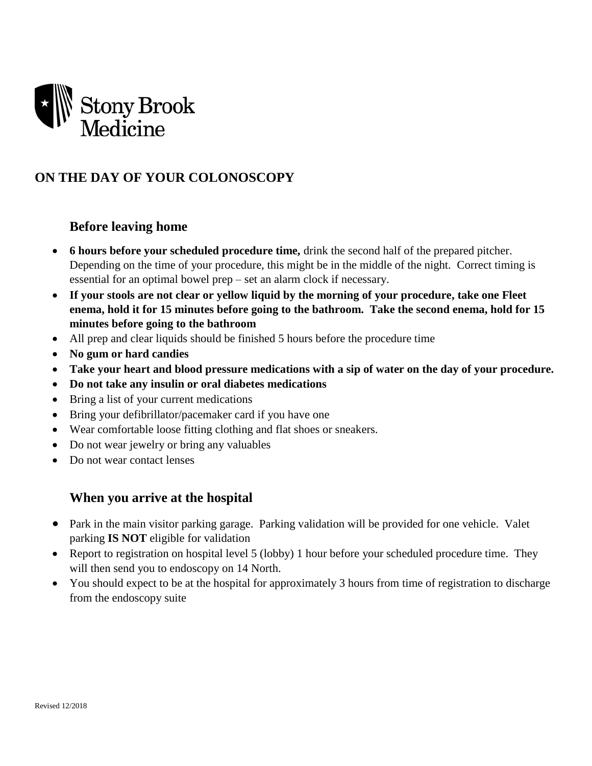Stony Brook Medicine

## ON THE DAY OF YOUR COLONOSCOPY

### Before leaving home

- **6 hours before your scheduled procedure time,** drink the second half of the prepared pitcher. Depending on the time of your procedure, this might be in the middle of the night. Correct timing is essential for an optimal bowel prep – set an alarm clock if necessary.
- **If your stools are not clear or yellow liquid by the morning of your procedure, take one Fleet enema, hold it for 15 minutes before going to the bathroom. Take the second enema, hold for 15 minutes before going to the bathroom**
- All prep and clear liquids should be finished 5 hours before the procedure time
- **No gum or hard candies**
- **Take your heart and blood pressure medications with a sip of water on the day of your procedure.**
- **Do not take any insulin or oral diabetes medications**
- Bring a list of your current medications
- Bring your defibrillator/pacemaker card if you have one
- Wear comfortable loose fitting clothing and flat shoes or sneakers.
- Do not wear jewelry or bring any valuables
- Do not wear contact lenses

### When you arrive at the hospital

- Park in the main visitor parking garage. Parking validation will be provided for one vehicle. Valet parking **IS NOT** eligible for validation
- Report to registration on hospital level 5 (lobby) 1 hour before your scheduled procedure time. They will then send you to endoscopy on 14 North.
- You should expect to be at the hospital for approximately 3 hours from time of registration to discharge from the endoscopy suite

Revised 12/2018